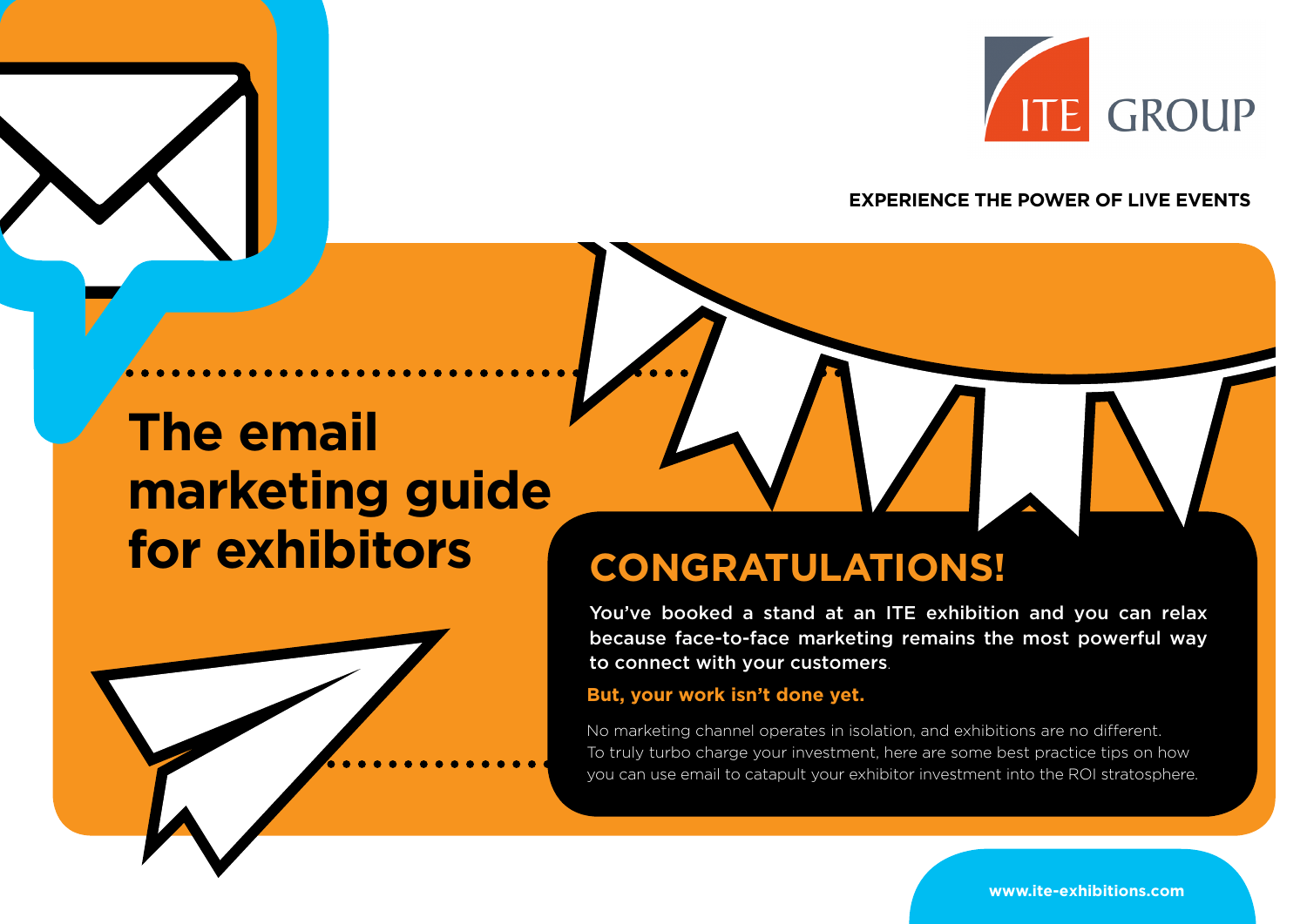ITE GROUP

**EXPERIENCE THE POWER OF LIVE EVENTS**

# The email marketing guide for exhibitors

## CONGRATULATIONS!

**You've booked a stand at an ITE exhibition and you can relax because face-to-face marketing remains the most powerful way to connect with your customers.**

**But, your work isn't done yet.**

No marketing channel operates in isolation, and exhibitions are no different. To truly turbo charge your investment, here are some best practice tips on how you can use email to catapult your exhibitor investment into the ROI stratosphere.

**www.ite-exhibitions.com**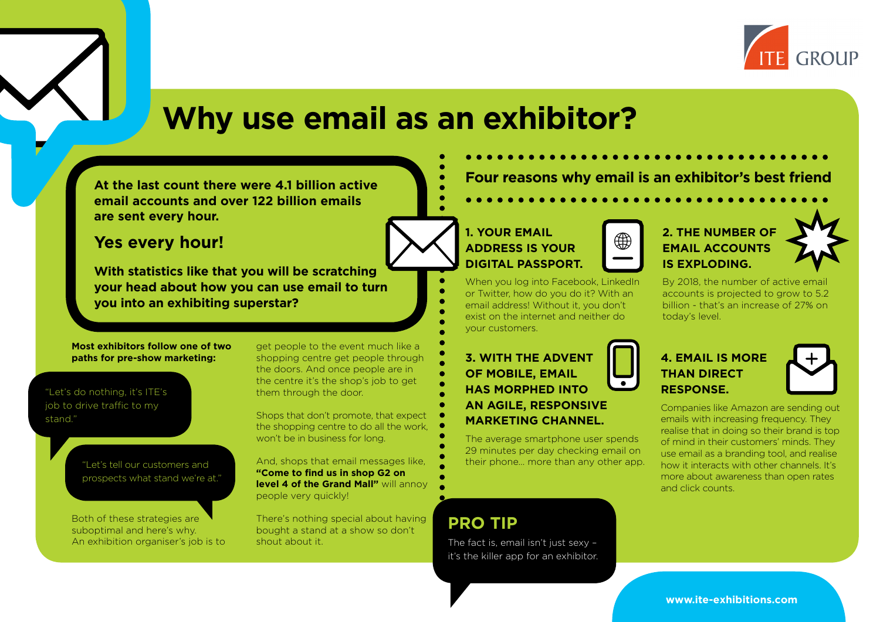# Why use email as an exhibitor?

**At the last count there were 4.1 billion active email accounts and over 122 billion emails are sent every hour.**

## Yes every hour!

**With statistics like that you will be scratching your head about how you can use email to turn you into an exhibiting superstar?**

**Most exhibitors follow one of two paths for pre-show marketing:**

"Let's do nothing, it's ITE's job to drive traffic to my stand."

"Let's tell our customers and prospects what stand we're at."

Both of these strategies are suboptimal and here's why. An exhibition organiser's job is to get people to the event much like a shopping centre get people through the doors. And once people are in the centre it's the shop's job to get them through the door.

Shops that don't promote, that expect the shopping centre to do all the work, won't be in business for long.

And, shops that email messages like, **"Come to find us in shop G2 on level 4 of the Grand Mall"** will annoy people very quickly!

There's nothing special about having bought a stand at a show so don't shout about it.

## Four reasons why email is an exhibitor's best friend

### 1. YOUR EMAIL ADDRESS IS YOUR DIGITAL PASSPORT.

When you log into Facebook, LinkedIn or Twitter, how do you do it? With an email address! Without it, you don't exist on the internet and neither do your customers.

### 2. THE NUMBER OF EMAIL ACCOUNTS IS EXPLODING.

By 2018, the number of active email accounts is projected to grow to 5.2 billion - that's an increase of 27% on today's level.

### 3. WITH THE ADVENT OF MOBILE, EMAIL HAS MORPHED INTO AN AGILE, RESPONSIVE MARKETING CHANNEL.

The average smartphone user spends 29 minutes per day checking email on their phone... more than any other app.

### 4. EMAIL IS MORE THAN DIRECT RESPONSE.

Companies like Amazon are sending out emails with increasing frequency. They realise that in doing so their brand is top of mind in their customers' minds. They use email as a branding tool, and realise how it interacts with other channels. It's more about awareness than open rates and click counts.

## PRO TIP

The fact is, email isn't just sexy – it's the killer app for an exhibitor.

www.ite-exhibitions.com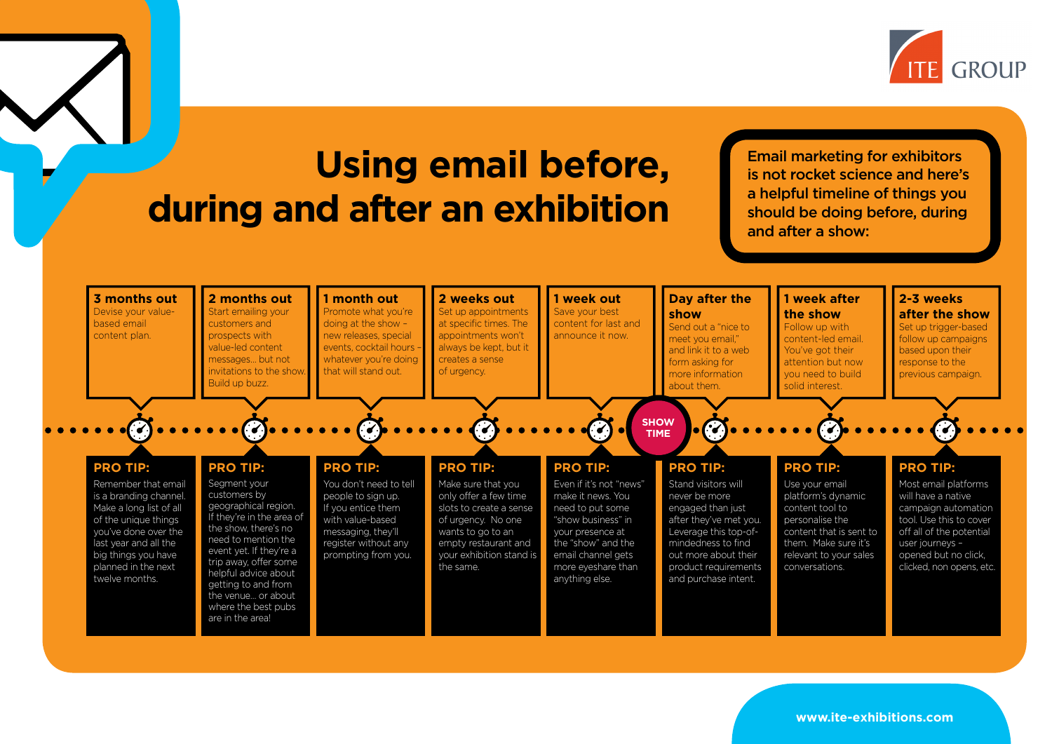# Using email before, during and after an exhibition

**Email marketing for exhibitors is not rocket science and here's a helpful timeline of things you should be doing before, during and after a show:**

### 3 months out

Devise your value-based email content plan.

**PRO TIP:**

Remember that email is a branding channel. Make a long list of all of the unique things you've done over the last year and all the big things you have planned in the next twelve months.

### 2 months out

Start emailing your customers and prospects with value-led content messages… but not invitations to the show. Build up buzz.

**PRO TIP:**

Segment your customers by geographical region. If they're in the area of the show, there's no need to mention the event yet. If they're a trip away, offer some helpful advice about getting to and from the venue… or about where the best pubs are in the area!

### 1 month out

Promote what you're doing at the show – new releases, special events, cocktail hours – whatever you're doing that will stand out.

**PRO TIP:**

You don't need to tell people to sign up. If you entice them with value-based messaging, they'll register without any prompting from you.

### 2 weeks out

Set up appointments at specific times. The appointments won't always be kept, but it creates a sense of urgency.

**PRO TIP:**

Make sure that you only offer a few time slots to create a sense of urgency. No one wants to go to an empty restaurant and your exhibition stand is the same.

### 1 week out

Save your best content for last and announce it now.

**PRO TIP:**

Even if it's not "news" make it news. You need to put some "show business" in your presence at the "show" and the email channel gets more eyeshare than anything else.

**SHOW TIME**

### Day after the show

Send out a "nice to meet you email," and link it to a web form asking for more information about them.

**PRO TIP:**

Stand visitors will never be more engaged than just after they've met you. Leverage this top-of-mindedness to find out more about their product requirements and purchase intent.

### 1 week after the show

Follow up with content-led email. You've got their attention but now you need to build solid interest.

**PRO TIP:**

Use your email platform's dynamic content tool to personalise the content that is sent to them. Make sure it's relevant to your sales conversations.

### 2-3 weeks after the show

Set up trigger-based follow up campaigns based upon their response to the previous campaign.

**PRO TIP:**

Most email platforms will have a native campaign automation tool. Use this to cover off all of the potential user journeys – opened but no click, clicked, non opens, etc.

www.ite-exhibitions.com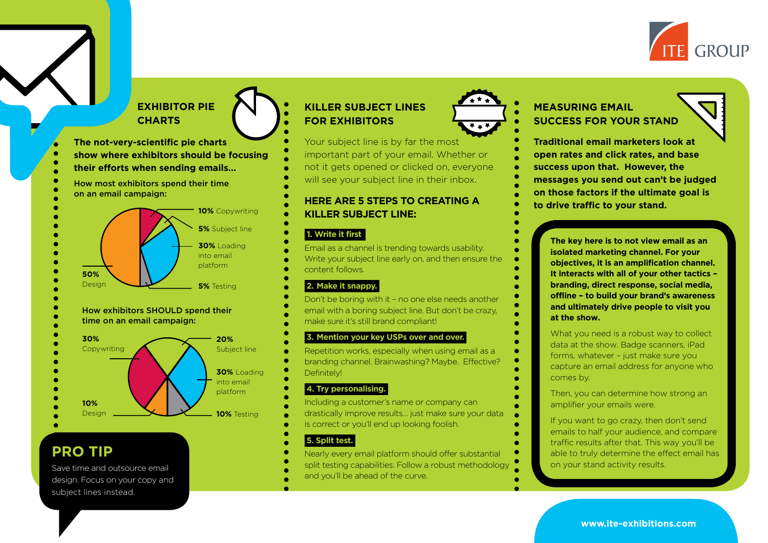## EXHIBITOR PIE CHARTS

**The not-very-scientific pie charts show where exhibitors should be focusing their efforts when sending emails...**

How most exhibitors spend their time on an email campaign:

- **10%** Copywriting
- **5%** Subject line
- **30%** Loading into email platform
- **5%** Testing
- **50%** Design

How exhibitors SHOULD spend their time on an email campaign:

- **30%** Copywriting
- **20%** Subject line
- **30%** Loading into email platform
- **10%** Testing
- **10%** Design

## PRO TIP

Save time and outsource email design. Focus on your copy and subject lines instead.

## KILLER SUBJECT LINES FOR EXHIBITORS

Your subject line is by far the most important part of your email. Whether or not it gets opened or clicked on, everyone will see your subject line in their inbox.

### HERE ARE 5 STEPS TO CREATING A KILLER SUBJECT LINE:

**1. Write it first**

Email as a channel is trending towards usability. Write your subject line early on, and then ensure the content follows.

**2. Make it snappy.**

Don't be boring with it – no one else needs another email with a boring subject line. But don't be crazy, make sure it's still brand compliant!

**3. Mention your key USPs over and over.**

Repetition works, especially when using email as a branding channel. Brainwashing? Maybe. Effective? Definitely!

**4. Try personalising.**

Including a customer's name or company can drastically improve results... just make sure your data is correct or you'll end up looking foolish.

**5. Split test.**

Nearly every email platform should offer substantial split testing capabilities. Follow a robust methodology and you'll be ahead of the curve.

## MEASURING EMAIL SUCCESS FOR YOUR STAND

**Traditional email marketers look at open rates and click rates, and base success upon that. However, the messages you send out can't be judged on those factors if the ultimate goal is to drive traffic to your stand.**

**The key here is to not view email as an isolated marketing channel. For your objectives, it is an amplification channel. It interacts with all of your other tactics – branding, direct response, social media, offline – to build your brand's awareness and ultimately drive people to visit you at the show.**

What you need is a robust way to collect data at the show. Badge scanners, iPad forms, whatever – just make sure you capture an email address for anyone who comes by.

Then, you can determine how strong an amplifier your emails were.

If you want to go crazy, then don't send emails to half your audience, and compare traffic results after that. This way you'll be able to truly determine the effect email has on your stand activity results.

www.ite-exhibitions.com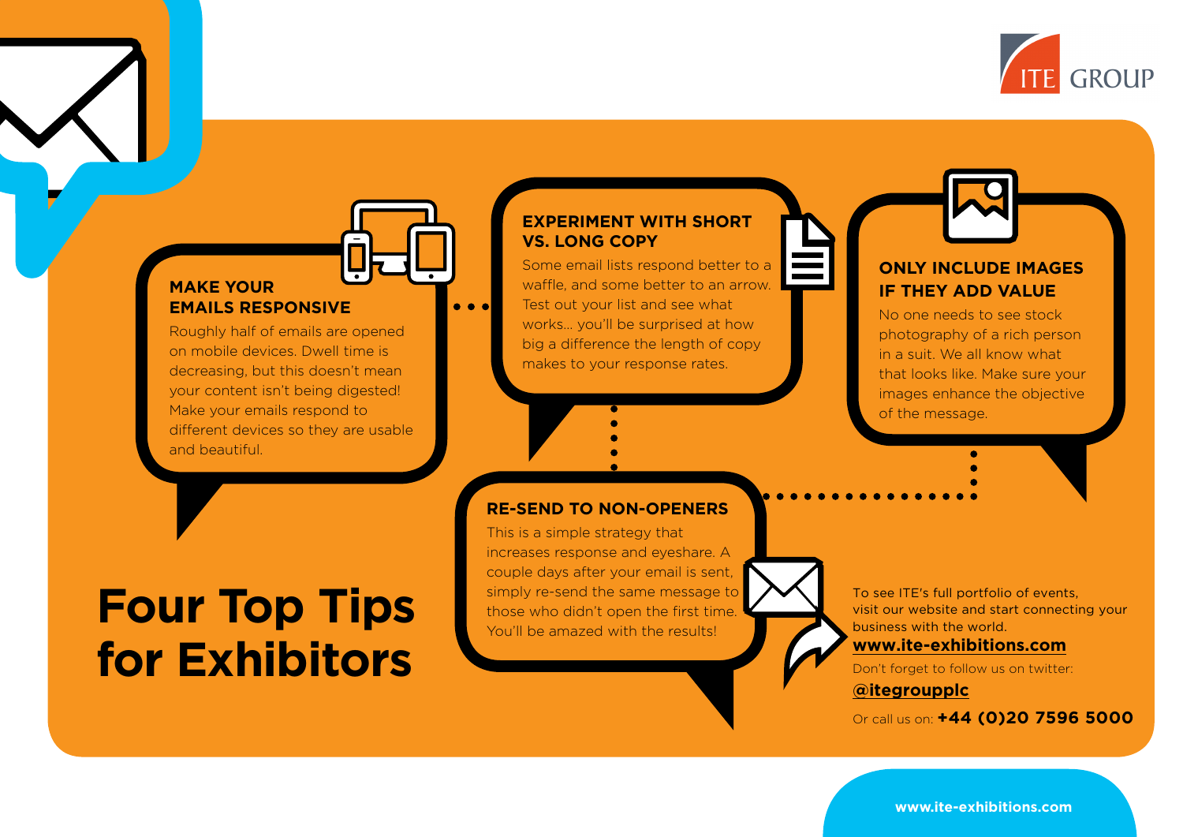# Four Top Tips for Exhibitors

### MAKE YOUR EMAILS RESPONSIVE

Roughly half of emails are opened on mobile devices. Dwell time is decreasing, but this doesn't mean your content isn't being digested! Make your emails respond to different devices so they are usable and beautiful.

### EXPERIMENT WITH SHORT VS. LONG COPY

Some email lists respond better to a waffle, and some better to an arrow. Test out your list and see what works... you'll be surprised at how big a difference the length of copy makes to your response rates.

### ONLY INCLUDE IMAGES IF THEY ADD VALUE

No one needs to see stock photography of a rich person in a suit. We all know what that looks like. Make sure your images enhance the objective of the message.

### RE-SEND TO NON-OPENERS

This is a simple strategy that increases response and eyeshare. A couple days after your email is sent, simply re-send the same message to those who didn't open the first time. You'll be amazed with the results!

To see ITE's full portfolio of events, visit our website and start connecting your business with the world.

**www.ite-exhibitions.com**

Don't forget to follow us on twitter:

**@itegroupplc**

Or call us on: **+44 (0)20 7596 5000**

www.ite-exhibitions.com